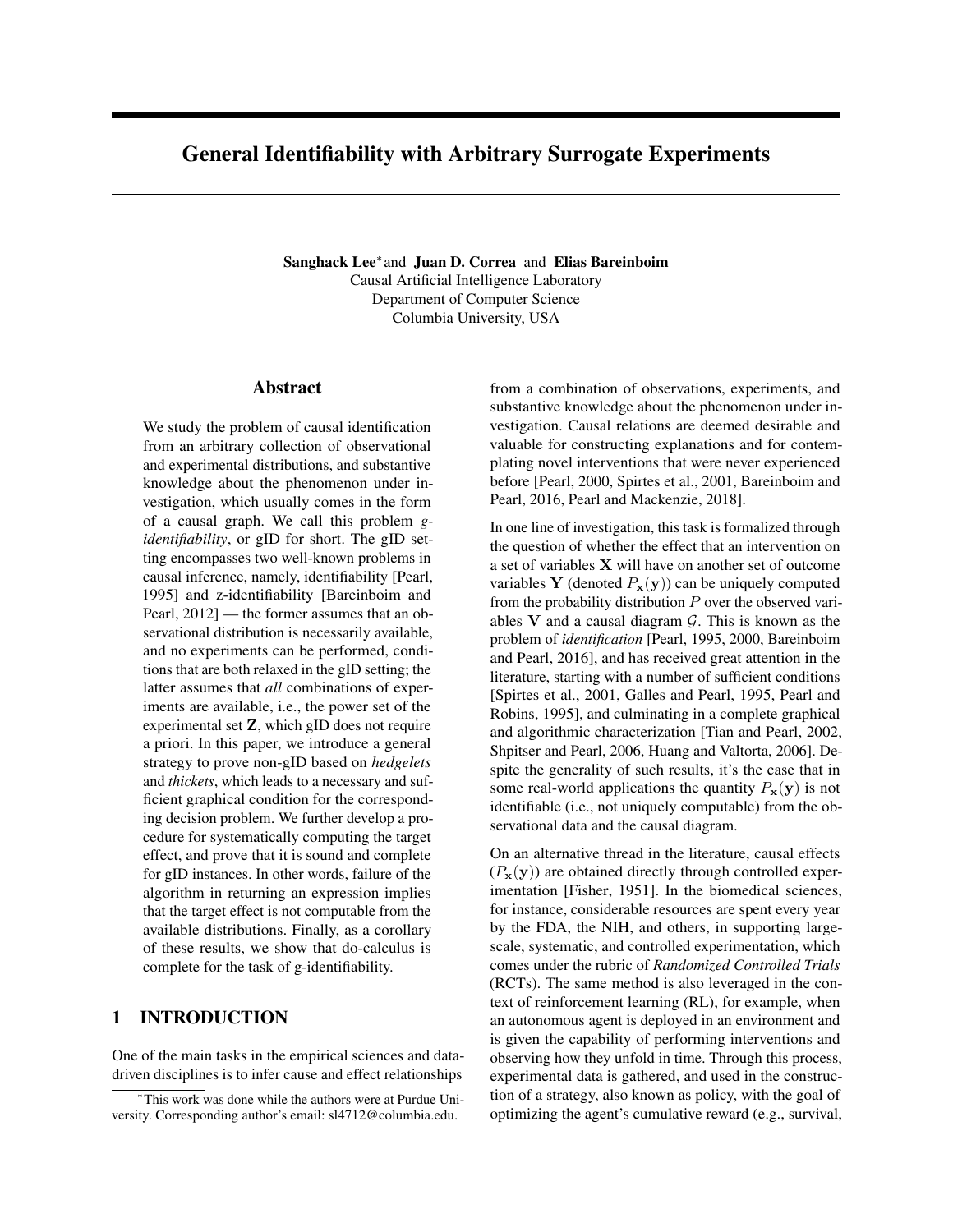# General Identifiability with Arbitrary Surrogate Experiments

**Sanghack Lee**[*] and **Juan D. Correa** and **Elias Bareinboim**
Causal Artificial Intelligence Laboratory
Department of Computer Science
Columbia University, USA

## Abstract

We study the problem of causal identification from an arbitrary collection of observational and experimental distributions, and substantive knowledge about the phenomenon under investigation, which usually comes in the form of a causal graph. We call this problem *g-identifiability*, or gID for short. The gID setting encompasses two well-known problems in causal inference, namely, identifiability [Pearl, 1995] and z-identifiability [Bareinboim and Pearl, 2012] — the former assumes that an observational distribution is necessarily available, and no experiments can be performed, conditions that are both relaxed in the gID setting; the latter assumes that *all* combinations of experiments are available, i.e., the power set of the experimental set $\mathbf{Z}$, which gID does not require a priori. In this paper, we introduce a general strategy to prove non-gID based on *hedgelets* and *thickets*, which leads to a necessary and sufficient graphical condition for the corresponding decision problem. We further develop a procedure for systematically computing the target effect, and prove that it is sound and complete for gID instances. In other words, failure of the algorithm in returning an expression implies that the target effect is not computable from the available distributions. Finally, as a corollary of these results, we show that do-calculus is complete for the task of g-identifiability.

## 1 INTRODUCTION

One of the main tasks in the empirical sciences and data-driven disciplines is to infer cause and effect relationships from a combination of observations, experiments, and substantive knowledge about the phenomenon under investigation. Causal relations are deemed desirable and valuable for constructing explanations and for contemplating novel interventions that were never experienced before [Pearl, 2000, Spirtes et al., 2001, Bareinboim and Pearl, 2016, Pearl and Mackenzie, 2018].

In one line of investigation, this task is formalized through the question of whether the effect that an intervention on a set of variables $\mathbf{X}$ will have on another set of outcome variables $\mathbf{Y}$ (denoted $P_{\mathbf{x}}(\mathbf{y})$) can be uniquely computed from the probability distribution $P$ over the observed variables $\mathbf{V}$ and a causal diagram $\mathcal{G}$. This is known as the problem of *identification* [Pearl, 1995, 2000, Bareinboim and Pearl, 2016], and has received great attention in the literature, starting with a number of sufficient conditions [Spirtes et al., 2001, Galles and Pearl, 1995, Pearl and Robins, 1995], and culminating in a complete graphical and algorithmic characterization [Tian and Pearl, 2002, Shpitser and Pearl, 2006, Huang and Valtorta, 2006]. Despite the generality of such results, it's the case that in some real-world applications the quantity $P_{\mathbf{x}}(\mathbf{y})$ is not identifiable (i.e., not uniquely computable) from the observational data and the causal diagram.

On an alternative thread in the literature, causal effects ($P_{\mathbf{x}}(\mathbf{y})$) are obtained directly through controlled experimentation [Fisher, 1951]. In the biomedical sciences, for instance, considerable resources are spent every year by the FDA, the NIH, and others, in supporting large-scale, systematic, and controlled experimentation, which comes under the rubric of *Randomized Controlled Trials* (RCTs). The same method is also leveraged in the context of reinforcement learning (RL), for example, when an autonomous agent is deployed in an environment and is given the capability of performing interventions and observing how they unfold in time. Through this process, experimental data is gathered, and used in the construction of a strategy, also known as policy, with the goal of optimizing the agent's cumulative reward (e.g., survival,

[*] This work was done while the authors were at Purdue University. Corresponding author's email: sl4712@columbia.edu.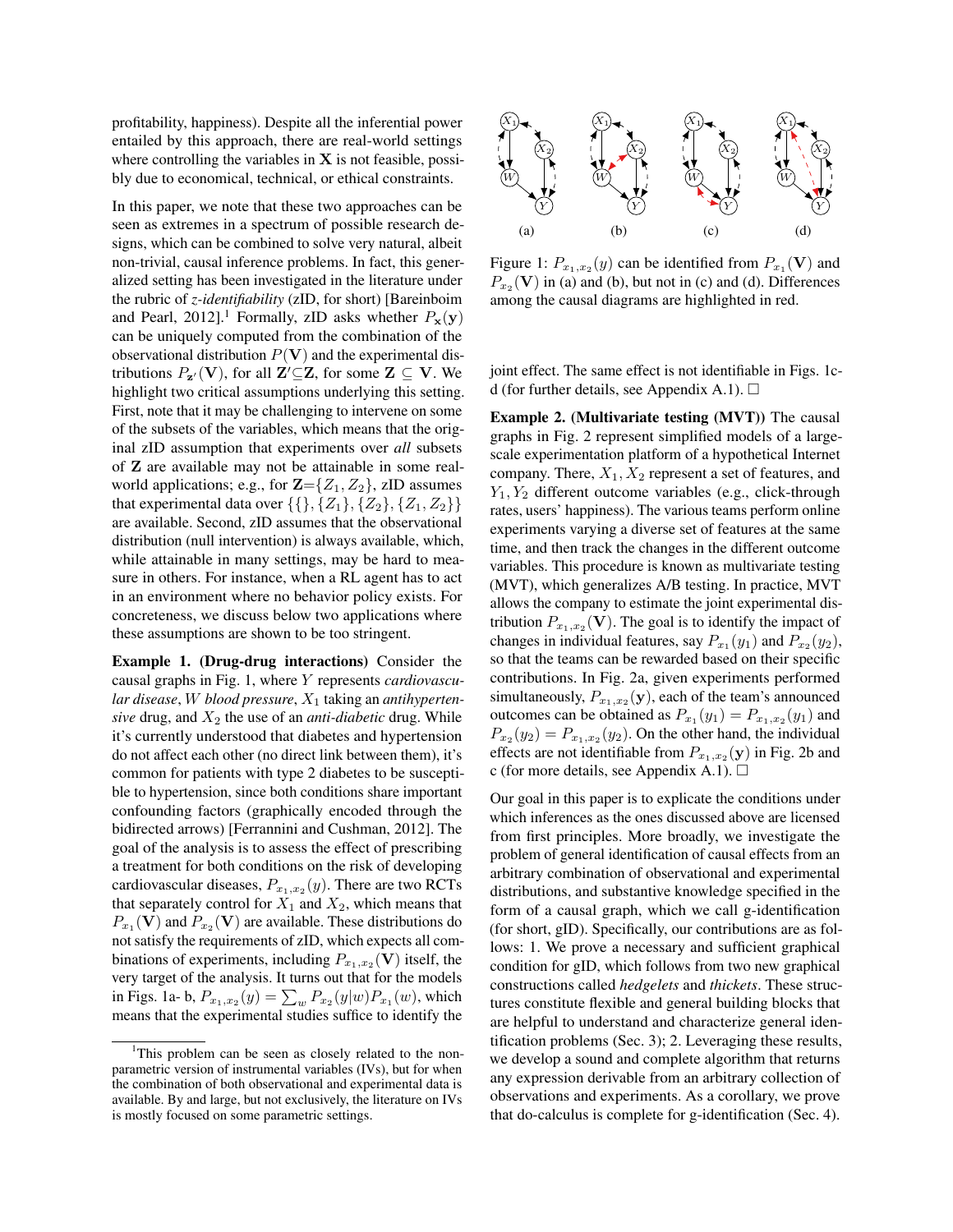profitability, happiness). Despite all the inferential power entailed by this approach, there are real-world settings where controlling the variables in $\mathbf{X}$ is not feasible, possibly due to economical, technical, or ethical constraints.

In this paper, we note that these two approaches can be seen as extremes in a spectrum of possible research designs, which can be combined to solve very natural, albeit non-trivial, causal inference problems. In fact, this generalized setting has been investigated in the literature under the rubric of *z-identifiability* (zID, for short) [Bareinboim and Pearl, 2012].[1] Formally, zID asks whether $P_{\mathbf{x}}(\mathbf{y})$ can be uniquely computed from the combination of the observational distribution $P(\mathbf{V})$ and the experimental distributions $P_{\mathbf{z}'}(\mathbf{V})$, for all $\mathbf{Z}' \subseteq \mathbf{Z}$, for some $\mathbf{Z} \subseteq \mathbf{V}$. We highlight two critical assumptions underlying this setting. First, note that it may be challenging to intervene on some of the subsets of the variables, which means that the original zID assumption that experiments over *all* subsets of $\mathbf{Z}$ are available may not be attainable in some real-world applications; e.g., for $\mathbf{Z}=\{Z_1, Z_2\}$, zID assumes that experimental data over $\{\{\}, \{Z_1\}, \{Z_2\}, \{Z_1, Z_2\}\}$ are available. Second, zID assumes that the observational distribution (null intervention) is always available, which, while attainable in many settings, may be hard to measure in others. For instance, when a RL agent has to act in an environment where no behavior policy exists. For concreteness, we discuss below two applications where these assumptions are shown to be too stringent.

**Example 1. (Drug-drug interactions)** Consider the causal graphs in Fig. 1, where $Y$ represents *cardiovascular disease*, $W$ *blood pressure*, $X_1$ taking an *antihypertensive* drug, and $X_2$ the use of an *anti-diabetic* drug. While it's currently understood that diabetes and hypertension do not affect each other (no direct link between them), it's common for patients with type 2 diabetes to be susceptible to hypertension, since both conditions share important confounding factors (graphically encoded through the bidirected arrows) [Ferrannini and Cushman, 2012]. The goal of the analysis is to assess the effect of prescribing a treatment for both conditions on the risk of developing cardiovascular diseases, $P_{x_1,x_2}(y)$. There are two RCTs that separately control for $X_1$ and $X_2$, which means that $P_{x_1}(\mathbf{V})$ and $P_{x_2}(\mathbf{V})$ are available. These distributions do not satisfy the requirements of zID, which expects all combinations of experiments, including $P_{x_1,x_2}(\mathbf{V})$ itself, the very target of the analysis. It turns out that for the models in Figs. 1a- b, $P_{x_1,x_2}(y) = \sum_w P_{x_2}(y|w)P_{x_1}(w)$, which means that the experimental studies suffice to identify the joint effect. The same effect is not identifiable in Figs. 1c-d (for further details, see Appendix A.1). □

[1] This problem can be seen as closely related to the non-parametric version of instrumental variables (IVs), but for when the combination of both observational and experimental data is available. By and large, but not exclusively, the literature on IVs is mostly focused on some parametric settings.

Figure 1: $P_{x_1,x_2}(y)$ can be identified from $P_{x_1}(\mathbf{V})$ and $P_{x_2}(\mathbf{V})$ in (a) and (b), but not in (c) and (d). Differences among the causal diagrams are highlighted in red.

**Example 2. (Multivariate testing (MVT))** The causal graphs in Fig. 2 represent simplified models of a large-scale experimentation platform of a hypothetical Internet company. There, $X_1, X_2$ represent a set of features, and $Y_1, Y_2$ different outcome variables (e.g., click-through rates, users' happiness). The various teams perform online experiments varying a diverse set of features at the same time, and then track the changes in the different outcome variables. This procedure is known as multivariate testing (MVT), which generalizes A/B testing. In practice, MVT allows the company to estimate the joint experimental distribution $P_{x_1,x_2}(\mathbf{V})$. The goal is to identify the impact of changes in individual features, say $P_{x_1}(y_1)$ and $P_{x_2}(y_2)$, so that the teams can be rewarded based on their specific contributions. In Fig. 2a, given experiments performed simultaneously, $P_{x_1,x_2}(\mathbf{y})$, each of the team's announced outcomes can be obtained as $P_{x_1}(y_1) = P_{x_1,x_2}(y_1)$ and $P_{x_2}(y_2) = P_{x_1,x_2}(y_2)$. On the other hand, the individual effects are not identifiable from $P_{x_1,x_2}(\mathbf{y})$ in Fig. 2b and c (for more details, see Appendix A.1). □

Our goal in this paper is to explicate the conditions under which inferences as the ones discussed above are licensed from first principles. More broadly, we investigate the problem of general identification of causal effects from an arbitrary combination of observational and experimental distributions, and substantive knowledge specified in the form of a causal graph, which we call g-identification (for short, gID). Specifically, our contributions are as follows: 1. We prove a necessary and sufficient graphical condition for gID, which follows from two new graphical constructions called *hedgelets* and *thickets*. These structures constitute flexible and general building blocks that are helpful to understand and characterize general identification problems (Sec. 3); 2. Leveraging these results, we develop a sound and complete algorithm that returns any expression derivable from an arbitrary collection of observations and experiments. As a corollary, we prove that do-calculus is complete for g-identification (Sec. 4).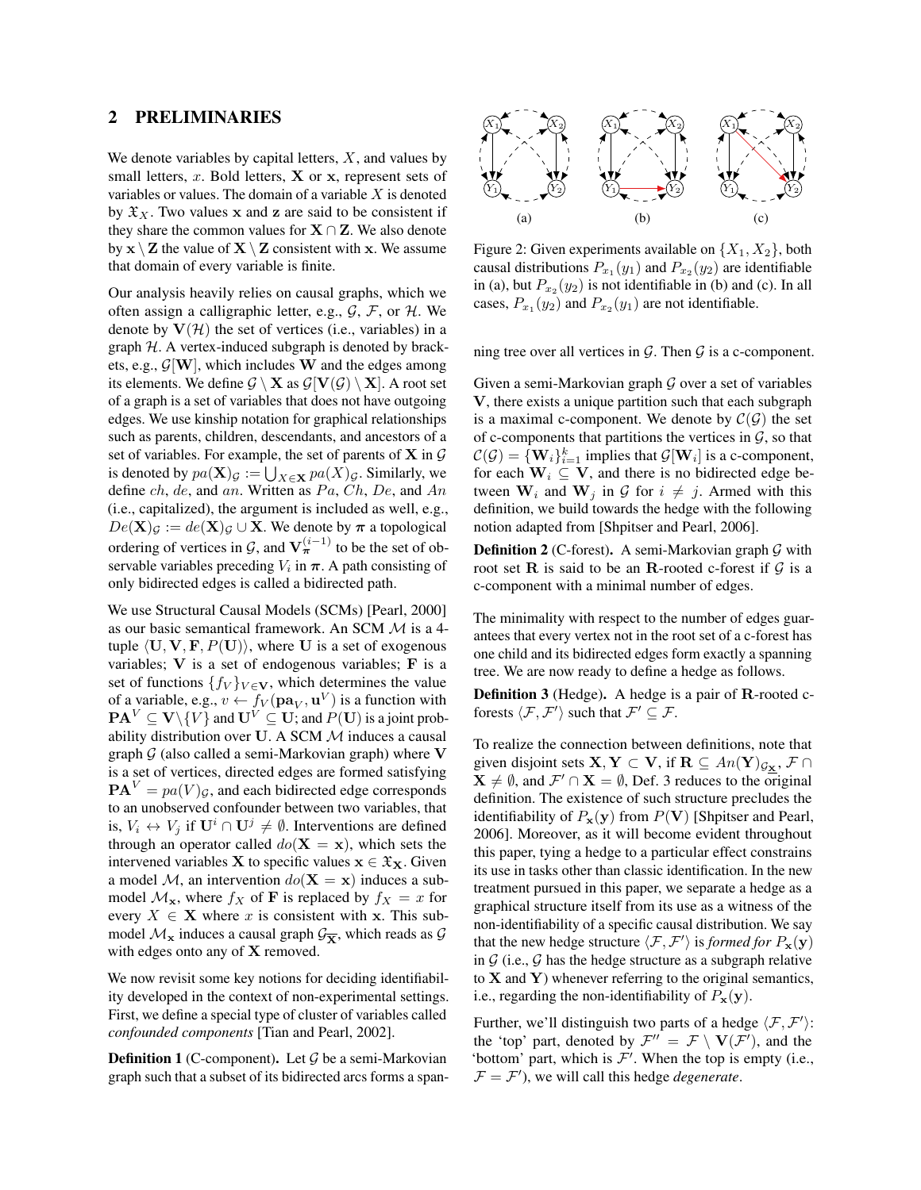## 2 PRELIMINARIES

We denote variables by capital letters, $X$, and values by small letters, $x$. Bold letters, $\mathbf{X}$ or $\mathbf{x}$, represent sets of variables or values. The domain of a variable $X$ is denoted by $\mathfrak{X}_X$. Two values $\mathbf{x}$ and $\mathbf{z}$ are said to be consistent if they share the common values for $\mathbf{X} \cap \mathbf{Z}$. We also denote by $\mathbf{x} \setminus \mathbf{Z}$ the value of $\mathbf{X} \setminus \mathbf{Z}$ consistent with $\mathbf{x}$. We assume that domain of every variable is finite.

Our analysis heavily relies on causal graphs, which we often assign a calligraphic letter, e.g., $\mathcal{G}$, $\mathcal{F}$, or $\mathcal{H}$. We denote by $\mathbf{V}(\mathcal{H})$ the set of vertices (i.e., variables) in a graph $\mathcal{H}$. A vertex-induced subgraph is denoted by brackets, e.g., $\mathcal{G}[\mathbf{W}]$, which includes $\mathbf{W}$ and the edges among its elements. We define $\mathcal{G} \setminus \mathbf{X}$ as $\mathcal{G}[\mathbf{V}(\mathcal{G}) \setminus \mathbf{X}]$. A root set of a graph is a set of variables that does not have outgoing edges. We use kinship notation for graphical relationships such as parents, children, descendants, and ancestors of a set of variables. For example, the set of parents of $\mathbf{X}$ in $\mathcal{G}$ is denoted by $pa(\mathbf{X})_{\mathcal{G}} := \bigcup_{X \in \mathbf{X}} pa(X)_{\mathcal{G}}$. Similarly, we define $ch$, $de$, and $an$. Written as $Pa$, $Ch$, $De$, and $An$ (i.e., capitalized), the argument is included as well, e.g., $De(\mathbf{X})_{\mathcal{G}} := de(\mathbf{X})_{\mathcal{G}} \cup \mathbf{X}$. We denote by $\boldsymbol{\pi}$ a topological ordering of vertices in $\mathcal{G}$, and $\mathbf{V}_{\boldsymbol{\pi}}^{(i-1)}$ to be the set of observable variables preceding $V_i$ in $\boldsymbol{\pi}$. A path consisting of only bidirected edges is called a bidirected path.

We use Structural Causal Models (SCMs) [Pearl, 2000] as our basic semantical framework. An SCM $\mathcal{M}$ is a 4-tuple $\langle \mathbf{U}, \mathbf{V}, \mathbf{F}, P(\mathbf{U}) \rangle$, where $\mathbf{U}$ is a set of exogenous variables; $\mathbf{V}$ is a set of endogenous variables; $\mathbf{F}$ is a set of functions $\{f_V\}_{V \in \mathbf{V}}$, which determines the value of a variable, e.g., $v \leftarrow f_V(\mathbf{pa}_V, \mathbf{u}^V)$ is a function with $\mathbf{PA}^V \subseteq \mathbf{V} \setminus \{V\}$ and $\mathbf{U}^V \subseteq \mathbf{U}$; and $P(\mathbf{U})$ is a joint probability distribution over $\mathbf{U}$. A SCM $\mathcal{M}$ induces a causal graph $\mathcal{G}$ (also called a semi-Markovian graph) where $\mathbf{V}$ is a set of vertices, directed edges are formed satisfying $\mathbf{PA}^V = pa(V)_{\mathcal{G}}$, and each bidirected edge corresponds to an unobserved confounder between two variables, that is, $V_i \leftrightarrow V_j$ if $\mathbf{U}^i \cap \mathbf{U}^j \neq \emptyset$. Interventions are defined through an operator called $do(\mathbf{X} = \mathbf{x})$, which sets the intervened variables $\mathbf{X}$ to specific values $\mathbf{x} \in \mathfrak{X}_{\mathbf{X}}$. Given a model $\mathcal{M}$, an intervention $do(\mathbf{X} = \mathbf{x})$ induces a submodel $\mathcal{M}_{\mathbf{x}}$, where $f_X$ of $\mathbf{F}$ is replaced by $f_X = x$ for every $X \in \mathbf{X}$ where $x$ is consistent with $\mathbf{x}$. This submodel $\mathcal{M}_{\mathbf{x}}$ induces a causal graph $\mathcal{G}_{\overline{\mathbf{X}}}$, which reads as $\mathcal{G}$ with edges onto any of $\mathbf{X}$ removed.

We now revisit some key notions for deciding identifiability developed in the context of non-experimental settings. First, we define a special type of cluster of variables called *confounded components* [Tian and Pearl, 2002].

**Definition 1** (C-component)**.** Let $\mathcal{G}$ be a semi-Markovian graph such that a subset of its bidirected arcs forms a spanning tree over all vertices in $\mathcal{G}$. Then $\mathcal{G}$ is a c-component.

(a) (b) (c)

Figure 2: Given experiments available on $\{X_1, X_2\}$, both causal distributions $P_{x_1}(y_1)$ and $P_{x_2}(y_2)$ are identifiable in (a), but $P_{x_2}(y_2)$ is not identifiable in (b) and (c). In all cases, $P_{x_1}(y_2)$ and $P_{x_2}(y_1)$ are not identifiable.

Given a semi-Markovian graph $\mathcal{G}$ over a set of variables $\mathbf{V}$, there exists a unique partition such that each subgraph is a maximal c-component. We denote by $\mathcal{C}(\mathcal{G})$ the set of c-components that partitions the vertices in $\mathcal{G}$, so that $\mathcal{C}(\mathcal{G}) = \{\mathbf{W}_i\}_{i=1}^{k}$ implies that $\mathcal{G}[\mathbf{W}_i]$ is a c-component, for each $\mathbf{W}_i \subseteq \mathbf{V}$, and there is no bidirected edge between $\mathbf{W}_i$ and $\mathbf{W}_j$ in $\mathcal{G}$ for $i \neq j$. Armed with this definition, we build towards the hedge with the following notion adapted from [Shpitser and Pearl, 2006].

**Definition 2** (C-forest)**.** A semi-Markovian graph $\mathcal{G}$ with root set $\mathbf{R}$ is said to be an $\mathbf{R}$-rooted c-forest if $\mathcal{G}$ is a c-component with a minimal number of edges.

The minimality with respect to the number of edges guarantees that every vertex not in the root set of a c-forest has one child and its bidirected edges form exactly a spanning tree. We are now ready to define a hedge as follows.

**Definition 3** (Hedge)**.** A hedge is a pair of $\mathbf{R}$-rooted c-forests $\langle \mathcal{F}, \mathcal{F}' \rangle$ such that $\mathcal{F}' \subseteq \mathcal{F}$.

To realize the connection between definitions, note that given disjoint sets $\mathbf{X}, \mathbf{Y} \subset \mathbf{V}$, if $\mathbf{R} \subseteq An(\mathbf{Y})_{\mathcal{G}_{\underline{\mathbf{X}}}}$, $\mathcal{F} \cap \mathbf{X} \neq \emptyset$, and $\mathcal{F}' \cap \mathbf{X} = \emptyset$, Def. 3 reduces to the original definition. The existence of such structure precludes the identifiability of $P_{\mathbf{x}}(\mathbf{y})$ from $P(\mathbf{V})$ [Shpitser and Pearl, 2006]. Moreover, as it will become evident throughout this paper, tying a hedge to a particular effect constrains its use in tasks other than classic identification. In the new treatment pursued in this paper, we separate a hedge as a graphical structure itself from its use as a witness of the non-identifiability of a specific causal distribution. We say that the new hedge structure $\langle \mathcal{F}, \mathcal{F}' \rangle$ is *formed for* $P_{\mathbf{x}}(\mathbf{y})$ in $\mathcal{G}$ (i.e., $\mathcal{G}$ has the hedge structure as a subgraph relative to $\mathbf{X}$ and $\mathbf{Y}$) whenever referring to the original semantics, i.e., regarding the non-identifiability of $P_{\mathbf{x}}(\mathbf{y})$.

Further, we'll distinguish two parts of a hedge $\langle \mathcal{F}, \mathcal{F}' \rangle$: the 'top' part, denoted by $\mathcal{F}'' = \mathcal{F} \setminus \mathbf{V}(\mathcal{F}')$, and the 'bottom' part, which is $\mathcal{F}'$. When the top is empty (i.e., $\mathcal{F} = \mathcal{F}'$), we will call this hedge *degenerate*.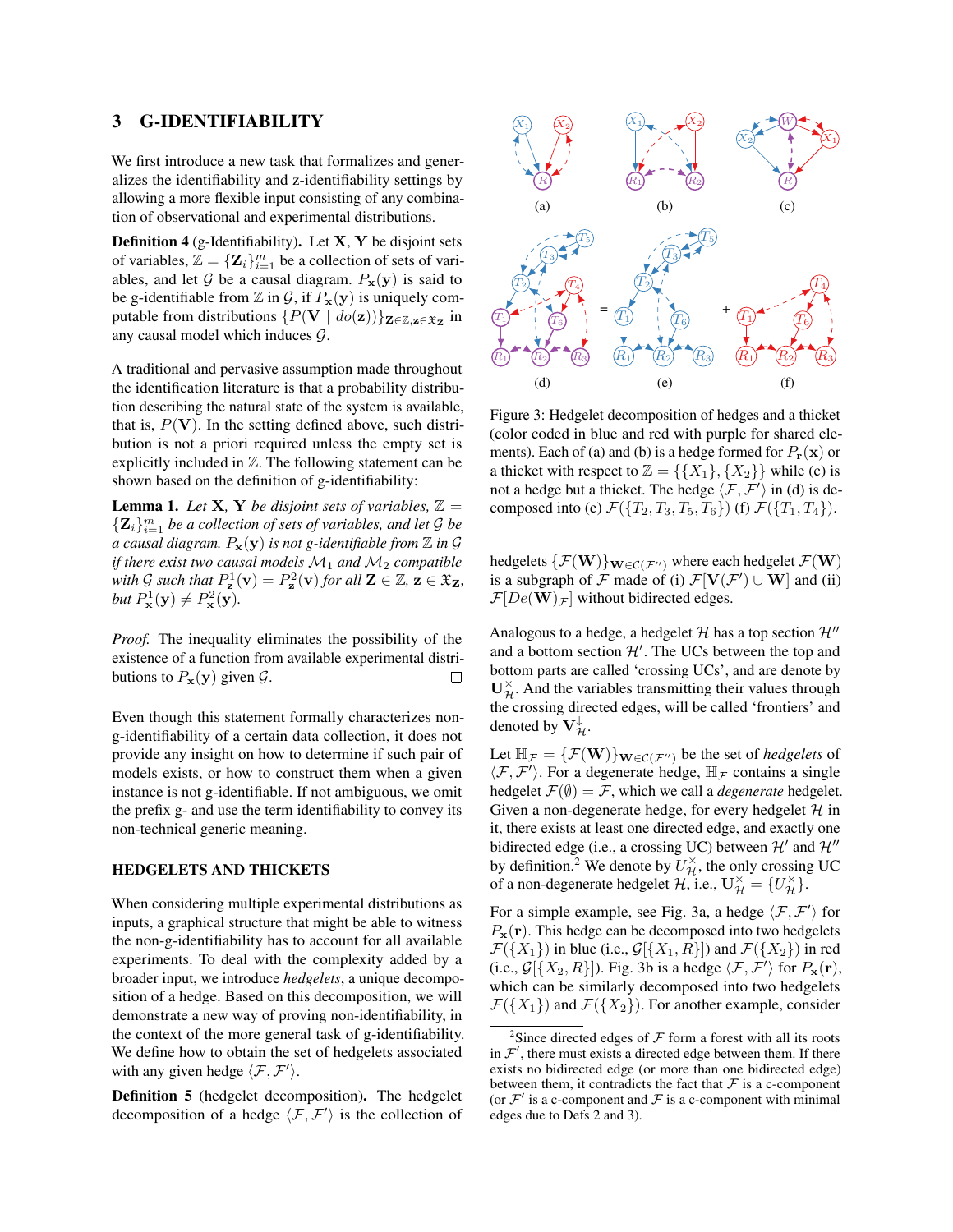## 3 G-IDENTIFIABILITY

We first introduce a new task that formalizes and generalizes the identifiability and z-identifiability settings by allowing a more flexible input consisting of any combination of observational and experimental distributions.

**Definition 4** (g-Identifiability)**.** Let $\mathbf{X}$, $\mathbf{Y}$ be disjoint sets of variables, $\mathbb{Z} = \{\mathbf{Z}_i\}_{i=1}^m$ be a collection of sets of variables, and let $\mathcal{G}$ be a causal diagram. $P_{\mathbf{x}}(\mathbf{y})$ is said to be g-identifiable from $\mathbb{Z}$ in $\mathcal{G}$, if $P_{\mathbf{x}}(\mathbf{y})$ is uniquely computable from distributions $\{P(\mathbf{V} \mid do(\mathbf{z}))\}_{\mathbf{Z} \in \mathbb{Z}, \mathbf{z} \in \mathfrak{X}_{\mathbf{Z}}}$ in any causal model which induces $\mathcal{G}$.

A traditional and pervasive assumption made throughout the identification literature is that a probability distribution describing the natural state of the system is available, that is, $P(\mathbf{V})$. In the setting defined above, such distribution is not a priori required unless the empty set is explicitly included in $\mathbb{Z}$. The following statement can be shown based on the definition of g-identifiability:

**Lemma 1.** *Let $\mathbf{X}$, $\mathbf{Y}$ be disjoint sets of variables, $\mathbb{Z} = \{\mathbf{Z}_i\}_{i=1}^m$ be a collection of sets of variables, and let $\mathcal{G}$ be a causal diagram. $P_{\mathbf{x}}(\mathbf{y})$ is not g-identifiable from $\mathbb{Z}$ in $\mathcal{G}$ if there exist two causal models $\mathcal{M}_1$ and $\mathcal{M}_2$ compatible with $\mathcal{G}$ such that $P^1_{\mathbf{z}}(\mathbf{v}) = P^2_{\mathbf{z}}(\mathbf{v})$ for all $\mathbf{Z} \in \mathbb{Z}$, $\mathbf{z} \in \mathfrak{X}_{\mathbf{Z}}$, but $P^1_{\mathbf{x}}(\mathbf{y}) \neq P^2_{\mathbf{x}}(\mathbf{y})$.*

*Proof.* The inequality eliminates the possibility of the existence of a function from available experimental distributions to $P_{\mathbf{x}}(\mathbf{y})$ given $\mathcal{G}$. □

Even though this statement formally characterizes non-g-identifiability of a certain data collection, it does not provide any insight on how to determine if such pair of models exists, or how to construct them when a given instance is not g-identifiable. If not ambiguous, we omit the prefix g- and use the term identifiability to convey its non-technical generic meaning.

### HEDGELETS AND THICKETS

When considering multiple experimental distributions as inputs, a graphical structure that might be able to witness the non-g-identifiability has to account for all available experiments. To deal with the complexity added by a broader input, we introduce *hedgelets*, a unique decomposition of a hedge. Based on this decomposition, we will demonstrate a new way of proving non-identifiability, in the context of the more general task of g-identifiability. We define how to obtain the set of hedgelets associated with any given hedge $\langle \mathcal{F}, \mathcal{F}' \rangle$.

**Definition 5** (hedgelet decomposition)**.** The hedgelet decomposition of a hedge $\langle \mathcal{F}, \mathcal{F}' \rangle$ is the collection of hedgelets $\{\mathcal{F}(\mathbf{W})\}_{\mathbf{W} \in \mathcal{C}(\mathcal{F}'')}$ where each hedgelet $\mathcal{F}(\mathbf{W})$ is a subgraph of $\mathcal{F}$ made of (i) $\mathcal{F}[\mathbf{V}(\mathcal{F}') \cup \mathbf{W}]$ and (ii) $\mathcal{F}[De(\mathbf{W})_{\mathcal{F}}]$ without bidirected edges.

Figure 3: Hedgelet decomposition of hedges and a thicket (color coded in blue and red with purple for shared elements). Each of (a) and (b) is a hedge formed for $P_{\mathbf{r}}(\mathbf{x})$ or a thicket with respect to $\mathbb{Z} = \{\{X_1\}, \{X_2\}\}$ while (c) is not a hedge but a thicket. The hedge $\langle \mathcal{F}, \mathcal{F}' \rangle$ in (d) is decomposed into (e) $\mathcal{F}(\{T_2, T_3, T_5, T_6\})$ (f) $\mathcal{F}(\{T_1, T_4\})$.

Analogous to a hedge, a hedgelet $\mathcal{H}$ has a top section $\mathcal{H}''$ and a bottom section $\mathcal{H}'$. The UCs between the top and bottom parts are called 'crossing UCs', and are denote by $\mathbf{U}^{\times}_{\mathcal{H}}$. And the variables transmitting their values through the crossing directed edges, will be called 'frontiers' and denoted by $\mathbf{V}^{\downarrow}_{\mathcal{H}}$.

Let $\mathbb{H}_{\mathcal{F}} = \{\mathcal{F}(\mathbf{W})\}_{\mathbf{W} \in \mathcal{C}(\mathcal{F}'')}$ be the set of *hedgelets* of $\langle \mathcal{F}, \mathcal{F}' \rangle$. For a degenerate hedge, $\mathbb{H}_{\mathcal{F}}$ contains a single hedgelet $\mathcal{F}(\emptyset) = \mathcal{F}$, which we call a *degenerate* hedgelet. Given a non-degenerate hedge, for every hedgelet $\mathcal{H}$ in it, there exists at least one directed edge, and exactly one bidirected edge (i.e., a crossing UC) between $\mathcal{H}'$ and $\mathcal{H}''$ by definition.[2] We denote by $U^{\times}_{\mathcal{H}}$, the only crossing UC of a non-degenerate hedgelet $\mathcal{H}$, i.e., $\mathbf{U}^{\times}_{\mathcal{H}} = \{U^{\times}_{\mathcal{H}}\}$.

For a simple example, see Fig. 3a, a hedge $\langle \mathcal{F}, \mathcal{F}' \rangle$ for $P_{\mathbf{x}}(\mathbf{r})$. This hedge can be decomposed into two hedgelets $\mathcal{F}(\{X_1\})$ in blue (i.e., $\mathcal{G}[\{X_1, R\}]$) and $\mathcal{F}(\{X_2\})$ in red (i.e., $\mathcal{G}[\{X_2, R\}]$). Fig. 3b is a hedge $\langle \mathcal{F}, \mathcal{F}' \rangle$ for $P_{\mathbf{x}}(\mathbf{r})$, which can be similarly decomposed into two hedgelets $\mathcal{F}(\{X_1\})$ and $\mathcal{F}(\{X_2\})$. For another example, consider

[2] Since directed edges of $\mathcal{F}$ form a forest with all its roots in $\mathcal{F}'$, there must exists a directed edge between them. If there exists no bidirected edge (or more than one bidirected edge) between them, it contradicts the fact that $\mathcal{F}$ is a c-component (or $\mathcal{F}'$ is a c-component and $\mathcal{F}$ is a c-component with minimal edges due to Defs 2 and 3).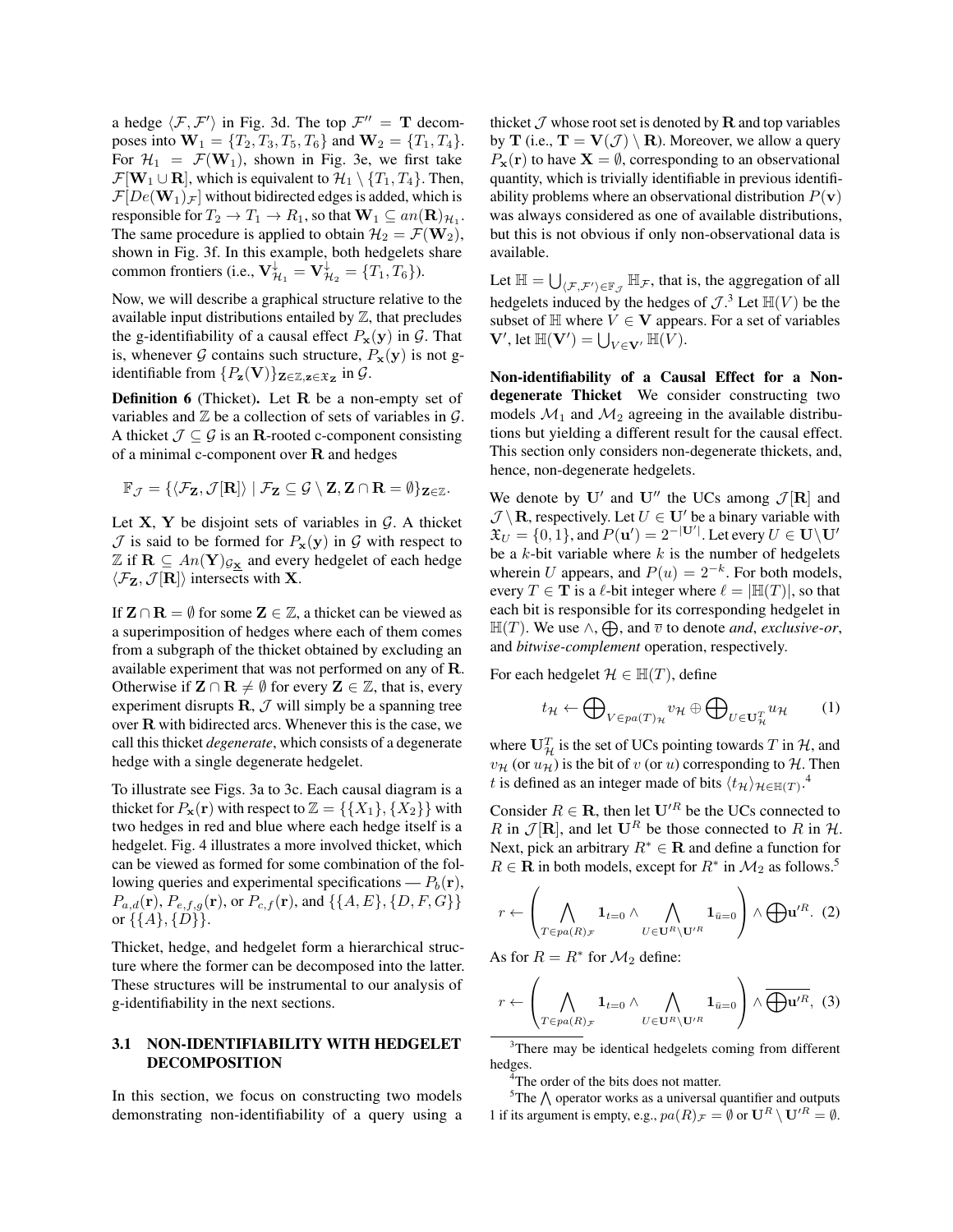a hedge $\langle \mathcal{F}, \mathcal{F}' \rangle$ in Fig. 3d. The top $\mathcal{F}'' = \mathbf{T}$ decomposes into $\mathbf{W}_1 = \{T_2, T_3, T_5, T_6\}$ and $\mathbf{W}_2 = \{T_1, T_4\}$. For $\mathcal{H}_1 = \mathcal{F}(\mathbf{W}_1)$, shown in Fig. 3e, we first take $\mathcal{F}[\mathbf{W}_1 \cup \mathbf{R}]$, which is equivalent to $\mathcal{H}_1 \setminus \{T_1, T_4\}$. Then, $\mathcal{F}[De(\mathbf{W}_1)_\mathcal{F}]$ without bidirected edges is added, which is responsible for $T_2 \to T_1 \to R_1$, so that $\mathbf{W}_1 \subseteq an(\mathbf{R})_{\mathcal{H}_1}$. The same procedure is applied to obtain $\mathcal{H}_2 = \mathcal{F}(\mathbf{W}_2)$, shown in Fig. 3f. In this example, both hedgelets share common frontiers (i.e., $\mathbf{V}^{\downarrow}_{\mathcal{H}_1} = \mathbf{V}^{\downarrow}_{\mathcal{H}_2} = \{T_1, T_6\}$).

Now, we will describe a graphical structure relative to the available input distributions entailed by $\mathbb{Z}$, that precludes the g-identifiability of a causal effect $P_\mathbf{x}(\mathbf{y})$ in $\mathcal{G}$. That is, whenever $\mathcal{G}$ contains such structure, $P_\mathbf{x}(\mathbf{y})$ is not g-identifiable from $\{P_\mathbf{z}(\mathbf{V})\}_{\mathbf{Z} \in \mathbb{Z}, \mathbf{z} \in \mathfrak{X}_\mathbf{Z}}$ in $\mathcal{G}$.

**Definition 6** (Thicket)**.** Let $\mathbf{R}$ be a non-empty set of variables and $\mathbb{Z}$ be a collection of sets of variables in $\mathcal{G}$. A thicket $\mathcal{J} \subseteq \mathcal{G}$ is an $\mathbf{R}$-rooted c-component consisting of a minimal c-component over $\mathbf{R}$ and hedges

$$\mathbb{F}_\mathcal{J} = \{\langle \mathcal{F}_\mathbf{Z}, \mathcal{J}[\mathbf{R}] \rangle \mid \mathcal{F}_\mathbf{Z} \subseteq \mathcal{G} \setminus \mathbf{Z}, \mathbf{Z} \cap \mathbf{R} = \emptyset\}_{\mathbf{Z} \in \mathbb{Z}}.$$

Let $\mathbf{X}$, $\mathbf{Y}$ be disjoint sets of variables in $\mathcal{G}$. A thicket $\mathcal{J}$ is said to be formed for $P_\mathbf{x}(\mathbf{y})$ in $\mathcal{G}$ with respect to $\mathbb{Z}$ if $\mathbf{R} \subseteq An(\mathbf{Y})_{\mathcal{G}_{\underline{\mathbf{X}}}}$ and every hedgelet of each hedge $\langle \mathcal{F}_\mathbf{Z}, \mathcal{J}[\mathbf{R}] \rangle$ intersects with $\mathbf{X}$.

If $\mathbf{Z} \cap \mathbf{R} = \emptyset$ for some $\mathbf{Z} \in \mathbb{Z}$, a thicket can be viewed as a superimposition of hedges where each of them comes from a subgraph of the thicket obtained by excluding an available experiment that was not performed on any of $\mathbf{R}$. Otherwise if $\mathbf{Z} \cap \mathbf{R} \neq \emptyset$ for every $\mathbf{Z} \in \mathbb{Z}$, that is, every experiment disrupts $\mathbf{R}$, $\mathcal{J}$ will simply be a spanning tree over $\mathbf{R}$ with bidirected arcs. Whenever this is the case, we call this thicket *degenerate*, which consists of a degenerate hedge with a single degenerate hedgelet.

To illustrate see Figs. 3a to 3c. Each causal diagram is a thicket for $P_\mathbf{x}(\mathbf{r})$ with respect to $\mathbb{Z} = \{\{X_1\}, \{X_2\}\}$ with two hedges in red and blue where each hedge itself is a hedgelet. Fig. 4 illustrates a more involved thicket, which can be viewed as formed for some combination of the following queries and experimental specifications — $P_b(\mathbf{r})$, $P_{a,d}(\mathbf{r})$, $P_{e,f,g}(\mathbf{r})$, or $P_{c,f}(\mathbf{r})$, and $\{\{A, E\}, \{D, F, G\}\}$ or $\{\{A\}, \{D\}\}$.

Thicket, hedge, and hedgelet form a hierarchical structure where the former can be decomposed into the latter. These structures will be instrumental to our analysis of g-identifiability in the next sections.

### 3.1 NON-IDENTIFIABILITY WITH HEDGELET DECOMPOSITION

In this section, we focus on constructing two models demonstrating non-identifiability of a query using a thicket $\mathcal{J}$ whose root set is denoted by $\mathbf{R}$ and top variables by $\mathbf{T}$ (i.e., $\mathbf{T} = \mathbf{V}(\mathcal{J}) \setminus \mathbf{R}$). Moreover, we allow a query $P_\mathbf{x}(\mathbf{r})$ to have $\mathbf{X} = \emptyset$, corresponding to an observational quantity, which is trivially identifiable in previous identifiability problems where an observational distribution $P(\mathbf{v})$ was always considered as one of available distributions, but this is not obvious if only non-observational data is available.

Let $\mathbb{H} = \bigcup_{\langle \mathcal{F}, \mathcal{F}' \rangle \in \mathbb{F}_\mathcal{J}} \mathbb{H}_\mathcal{F}$, that is, the aggregation of all hedgelets induced by the hedges of $\mathcal{J}$.[3] Let $\mathbb{H}(V)$ be the subset of $\mathbb{H}$ where $V \in \mathbf{V}$ appears. For a set of variables $\mathbf{V}'$, let $\mathbb{H}(\mathbf{V}') = \bigcup_{V \in \mathbf{V}'} \mathbb{H}(V)$.

**Non-identifiability of a Causal Effect for a Non-degenerate Thicket** We consider constructing two models $\mathcal{M}_1$ and $\mathcal{M}_2$ agreeing in the available distributions but yielding a different result for the causal effect. This section only considers non-degenerate thickets, and, hence, non-degenerate hedgelets.

We denote by $\mathbf{U}'$ and $\mathbf{U}''$ the UCs among $\mathcal{J}[\mathbf{R}]$ and $\mathcal{J} \setminus \mathbf{R}$, respectively. Let $U \in \mathbf{U}'$ be a binary variable with $\mathfrak{X}_U = \{0, 1\}$, and $P(\mathbf{u}') = 2^{-|\mathbf{U}'|}$. Let every $U \in \mathbf{U} \setminus \mathbf{U}'$ be a $k$-bit variable where $k$ is the number of hedgelets wherein $U$ appears, and $P(u) = 2^{-k}$. For both models, every $T \in \mathbf{T}$ is a $\ell$-bit integer where $\ell = |\mathbb{H}(T)|$, so that each bit is responsible for its corresponding hedgelet in $\mathbb{H}(T)$. We use $\wedge$, $\bigoplus$, and $\overline{v}$ to denote *and*, *exclusive-or*, and *bitwise-complement* operation, respectively.

For each hedgelet $\mathcal{H} \in \mathbb{H}(T)$, define

$$t_\mathcal{H} \leftarrow \bigoplus\nolimits_{V \in pa(T)_\mathcal{H}} v_\mathcal{H} \oplus \bigoplus\nolimits_{U \in \mathbf{U}^T_\mathcal{H}} u_\mathcal{H} \qquad (1)$$

where $\mathbf{U}^T_\mathcal{H}$ is the set of UCs pointing towards $T$ in $\mathcal{H}$, and $v_\mathcal{H}$ (or $u_\mathcal{H}$) is the bit of $v$ (or $u$) corresponding to $\mathcal{H}$. Then $t$ is defined as an integer made of bits $\langle t_\mathcal{H} \rangle_{\mathcal{H} \in \mathbb{H}(T)}$.[4]

Consider $R \in \mathbf{R}$, then let $\mathbf{U}'^R$ be the UCs connected to $R$ in $\mathcal{J}[\mathbf{R}]$, and let $\mathbf{U}^R$ be those connected to $R$ in $\mathcal{H}$. Next, pick an arbitrary $R^* \in \mathbf{R}$ and define a function for $R \in \mathbf{R}$ in both models, except for $R^*$ in $\mathcal{M}_2$ as follows.[5]

$$r \leftarrow \left( \bigwedge_{T \in pa(R)_\mathcal{F}} \mathbf{1}_{t=0} \wedge \bigwedge_{U \in \mathbf{U}^R \setminus \mathbf{U}'^R} \mathbf{1}_{\bar{u}=0} \right) \wedge \bigoplus \mathbf{u}'^R. \quad (2)$$

As for $R = R^*$ for $\mathcal{M}_2$ define:

$$r \leftarrow \left( \bigwedge_{T \in pa(R)_\mathcal{F}} \mathbf{1}_{t=0} \wedge \bigwedge_{U \in \mathbf{U}^R \setminus \mathbf{U}'^R} \mathbf{1}_{\bar{u}=0} \right) \wedge \overline{\bigoplus \mathbf{u}'^R}, \quad (3)$$

[3] There may be identical hedgelets coming from different hedges.

[4] The order of the bits does not matter.

[5] The $\bigwedge$ operator works as a universal quantifier and outputs 1 if its argument is empty, e.g., $pa(R)_\mathcal{F} = \emptyset$ or $\mathbf{U}^R \setminus \mathbf{U}'^R = \emptyset$.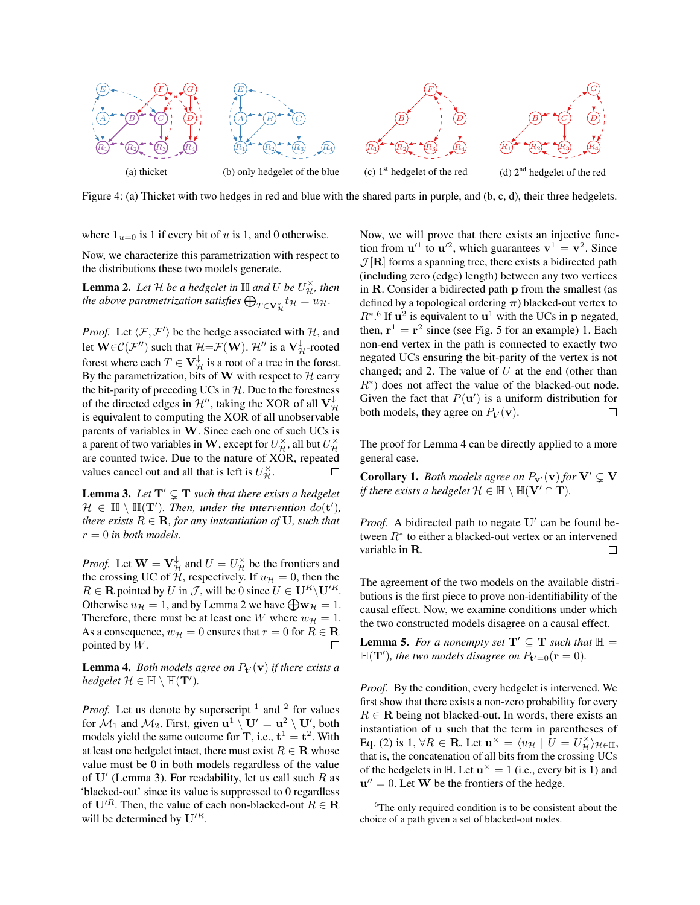(a) thicket (b) only hedgelet of the blue (c) 1st hedgelet of the red (d) 2nd hedgelet of the red

Figure 4: (a) Thicket with two hedges in red and blue with the shared parts in purple, and (b, c, d), their three hedgelets.

where $\mathbf{1}_{\bar{u}=0}$ is 1 if every bit of $u$ is 1, and 0 otherwise.

Now, we characterize this parametrization with respect to the distributions these two models generate.

**Lemma 2.** *Let $\mathcal{H}$ be a hedgelet in $\mathbb{H}$ and $U$ be $U^{\times}_{\mathcal{H}}$, then the above parametrization satisfies $\bigoplus_{T \in \mathbf{V}^{\downarrow}_{\mathcal{H}}} t_{\mathcal{H}} = u_{\mathcal{H}}$.*

*Proof.* Let $\langle \mathcal{F}, \mathcal{F}' \rangle$ be the hedge associated with $\mathcal{H}$, and let $\mathbf{W} \in \mathcal{C}(\mathcal{F}'')$ such that $\mathcal{H} = \mathcal{F}(\mathbf{W})$. $\mathcal{H}''$ is a $\mathbf{V}^{\downarrow}_{\mathcal{H}}$-rooted forest where each $T \in \mathbf{V}^{\downarrow}_{\mathcal{H}}$ is a root of a tree in the forest. By the parametrization, bits of $\mathbf{W}$ with respect to $\mathcal{H}$ carry the bit-parity of preceding UCs in $\mathcal{H}$. Due to the forestness of the directed edges in $\mathcal{H}''$, taking the XOR of all $\mathbf{V}^{\downarrow}_{\mathcal{H}}$ is equivalent to computing the XOR of all unobservable parents of variables in $\mathbf{W}$. Since each one of such UCs is a parent of two variables in $\mathbf{W}$, except for $U^{\times}_{\mathcal{H}}$, all but $U^{\times}_{\mathcal{H}}$ are counted twice. Due to the nature of XOR, repeated values cancel out and all that is left is $U^{\times}_{\mathcal{H}}$. □

**Lemma 3.** *Let $\mathbf{T}' \subsetneq \mathbf{T}$ such that there exists a hedgelet $\mathcal{H} \in \mathbb{H} \setminus \mathbb{H}(\mathbf{T}')$. Then, under the intervention $do(\mathbf{t}')$, there exists $R \in \mathbf{R}$, for any instantiation of $\mathbf{U}$, such that $r = 0$ in both models.*

*Proof.* Let $\mathbf{W} = \mathbf{V}^{\downarrow}_{\mathcal{H}}$ and $U = U^{\times}_{\mathcal{H}}$ be the frontiers and the crossing UC of $\mathcal{H}$, respectively. If $u_{\mathcal{H}} = 0$, then the $R \in \mathbf{R}$ pointed by $U$ in $\mathcal{J}$, will be 0 since $U \in \mathbf{U}^{R} \setminus \mathbf{U}'^{R}$. Otherwise $u_{\mathcal{H}} = 1$, and by Lemma 2 we have $\bigoplus \mathbf{w}_{\mathcal{H}} = 1$. Therefore, there must be at least one $W$ where $w_{\mathcal{H}} = 1$. As a consequence, $\overline{w_{\mathcal{H}}} = 0$ ensures that $r = 0$ for $R \in \mathbf{R}$ pointed by $W$. □

**Lemma 4.** *Both models agree on $P_{\mathbf{t}'}(\mathbf{v})$ if there exists a hedgelet $\mathcal{H} \in \mathbb{H} \setminus \mathbb{H}(\mathbf{T}')$.*

*Proof.* Let us denote by superscript $^1$ and $^2$ for values for $\mathcal{M}_1$ and $\mathcal{M}_2$. First, given $\mathbf{u}^1 \setminus \mathbf{U}' = \mathbf{u}^2 \setminus \mathbf{U}'$, both models yield the same outcome for $\mathbf{T}$, i.e., $\mathbf{t}^1 = \mathbf{t}^2$. With at least one hedgelet intact, there must exist $R \in \mathbf{R}$ whose value must be 0 in both models regardless of the value of $\mathbf{U}'$ (Lemma 3). For readability, let us call such $R$ as 'blacked-out' since its value is suppressed to 0 regardless of $\mathbf{U}'^{R}$. Then, the value of each non-blacked-out $R \in \mathbf{R}$ will be determined by $\mathbf{U}'^{R}$.

Now, we will prove that there exists an injective function from $\mathbf{u}'^1$ to $\mathbf{u}'^2$, which guarantees $\mathbf{v}^1 = \mathbf{v}^2$. Since $\mathcal{J}[\mathbf{R}]$ forms a spanning tree, there exists a bidirected path (including zero (edge) length) between any two vertices in $\mathbf{R}$. Consider a bidirected path $\mathbf{p}$ from the smallest (as defined by a topological ordering $\boldsymbol{\pi}$) blacked-out vertex to $R^*$.[6] If $\mathbf{u}^2$ is equivalent to $\mathbf{u}^1$ with the UCs in $\mathbf{p}$ negated, then, $\mathbf{r}^1 = \mathbf{r}^2$ since (see Fig. 5 for an example) 1. Each non-end vertex in the path is connected to exactly two negated UCs ensuring the bit-parity of the vertex is not changed; and 2. The value of $U$ at the end (other than $R^*$) does not affect the value of the blacked-out node. Given the fact that $P(\mathbf{u}')$ is a uniform distribution for both models, they agree on $P_{\mathbf{t}'}(\mathbf{v})$. □

The proof for Lemma 4 can be directly applied to a more general case.

**Corollary 1.** *Both models agree on $P_{\mathbf{v}'}(\mathbf{v})$ for $\mathbf{V}' \subsetneq \mathbf{V}$ if there exists a hedgelet $\mathcal{H} \in \mathbb{H} \setminus \mathbb{H}(\mathbf{V}' \cap \mathbf{T})$.*

*Proof.* A bidirected path to negate $\mathbf{U}'$ can be found between $R^*$ to either a blacked-out vertex or an intervened variable in $\mathbf{R}$. □

The agreement of the two models on the available distributions is the first piece to prove non-identifiability of the causal effect. Now, we examine conditions under which the two constructed models disagree on a causal effect.

**Lemma 5.** *For a nonempty set $\mathbf{T}' \subseteq \mathbf{T}$ such that $\mathbb{H} = \mathbb{H}(\mathbf{T}')$, the two models disagree on $P_{\mathbf{t}'=0}(\mathbf{r} = 0)$.*

*Proof.* By the condition, every hedgelet is intervened. We first show that there exists a non-zero probability for every $R \in \mathbf{R}$ being not blacked-out. In words, there exists an instantiation of $\mathbf{u}$ such that the term in parentheses of Eq. (2) is 1, $\forall R \in \mathbf{R}$. Let $\mathbf{u}^{\times} = \langle u_{\mathcal{H}} \mid U = U^{\times}_{\mathcal{H}} \rangle_{\mathcal{H} \in \mathbb{H}}$, that is, the concatenation of all bits from the crossing UCs of the hedgelets in $\mathbb{H}$. Let $\mathbf{u}^{\times} = 1$ (i.e., every bit is 1) and $\mathbf{u}'' = 0$. Let $\mathbf{W}$ be the frontiers of the hedge.

[6] The only required condition is to be consistent about the choice of a path given a set of blacked-out nodes.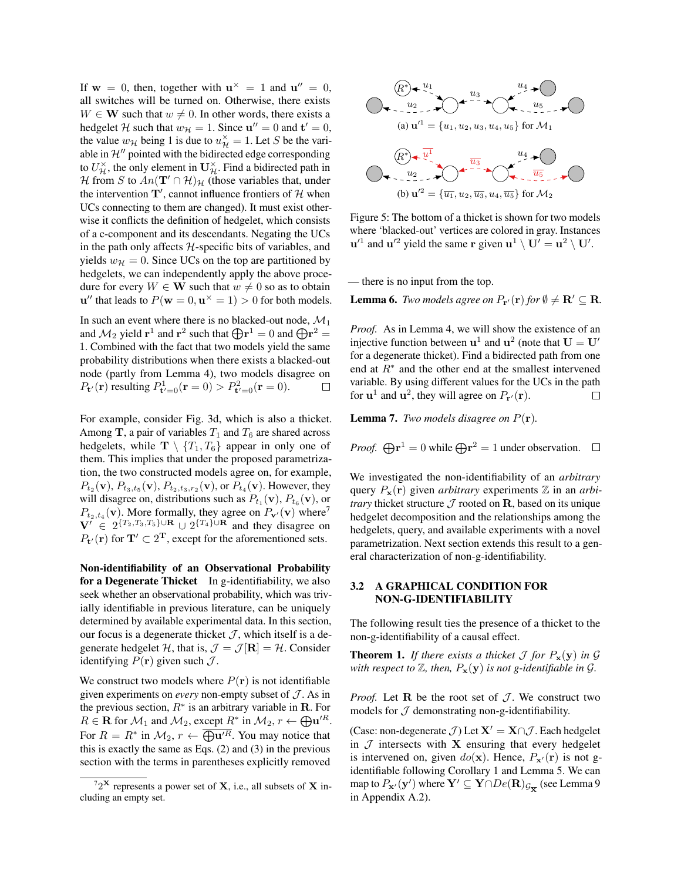If $\mathbf{w} = 0$, then, together with $\mathbf{u}^{\times} = 1$ and $\mathbf{u}'' = 0$, all switches will be turned on. Otherwise, there exists $W \in \mathbf{W}$ such that $w \neq 0$. In other words, there exists a hedgelet $\mathcal{H}$ such that $w_{\mathcal{H}} = 1$. Since $\mathbf{u}'' = 0$ and $\mathbf{t}' = 0$, the value $w_{\mathcal{H}}$ being 1 is due to $u^{\times}_{\mathcal{H}} = 1$. Let $S$ be the variable in $\mathcal{H}''$ pointed with the bidirected edge corresponding to $U^{\times}_{\mathcal{H}}$, the only element in $\mathbf{U}^{\times}_{\mathcal{H}}$. Find a bidirected path in $\mathcal{H}$ from $S$ to $An(\mathbf{T}' \cap \mathcal{H})_{\mathcal{H}}$ (those variables that, under the intervention $\mathbf{T}'$, cannot influence frontiers of $\mathcal{H}$ when UCs connecting to them are changed). It must exist otherwise it conflicts the definition of hedgelet, which consists of a c-component and its descendants. Negating the UCs in the path only affects $\mathcal{H}$-specific bits of variables, and yields $w_{\mathcal{H}} = 0$. Since UCs on the top are partitioned by hedgelets, we can independently apply the above procedure for every $W \in \mathbf{W}$ such that $w \neq 0$ so as to obtain $\mathbf{u}''$ that leads to $P(\mathbf{w} = 0, \mathbf{u}^{\times} = 1) > 0$ for both models.

In such an event where there is no blacked-out node, $\mathcal{M}_1$ and $\mathcal{M}_2$ yield $\mathbf{r}^1$ and $\mathbf{r}^2$ such that $\bigoplus \mathbf{r}^1 = 0$ and $\bigoplus \mathbf{r}^2 = 1$. Combined with the fact that two models yield the same probability distributions when there exists a blacked-out node (partly from Lemma 4), two models disagree on $P_{\mathbf{t}'}(\mathbf{r})$ resulting $P^1_{\mathbf{t}'=0}(\mathbf{r} = 0) > P^2_{\mathbf{t}'=0}(\mathbf{r} = 0)$. $\square$

For example, consider Fig. 3d, which is also a thicket. Among $\mathbf{T}$, a pair of variables $T_1$ and $T_6$ are shared across hedgelets, while $\mathbf{T} \setminus \{T_1, T_6\}$ appear in only one of them. This implies that under the proposed parametrization, the two constructed models agree on, for example, $P_{t_2}(\mathbf{v})$, $P_{t_3,t_5}(\mathbf{v})$, $P_{t_2,t_3,r_2}(\mathbf{v})$, or $P_{t_4}(\mathbf{v})$. However, they will disagree on, distributions such as $P_{t_1}(\mathbf{v})$, $P_{t_6}(\mathbf{v})$, or $P_{t_2,t_4}(\mathbf{v})$. More formally, they agree on $P_{\mathbf{v}'}(\mathbf{v})$ where[7] $\mathbf{V}' \in 2^{\{T_2,T_3,T_5\} \cup \mathbf{R}} \cup 2^{\{T_4\} \cup \mathbf{R}}$ and they disagree on $P_{\mathbf{t}'}(\mathbf{r})$ for $\mathbf{T}' \subset 2^{\mathbf{T}}$, except for the aforementioned sets.

**Non-identifiability of an Observational Probability for a Degenerate Thicket** In g-identifiability, we also seek whether an observational probability, which was trivially identifiable in previous literature, can be uniquely determined by available experimental data. In this section, our focus is a degenerate thicket $\mathcal{J}$, which itself is a degenerate hedgelet $\mathcal{H}$, that is, $\mathcal{J} = \mathcal{J}[\mathbf{R}] = \mathcal{H}$. Consider identifying $P(\mathbf{r})$ given such $\mathcal{J}$.

We construct two models where $P(\mathbf{r})$ is not identifiable given experiments on *every* non-empty subset of $\mathcal{J}$. As in the previous section, $R^*$ is an arbitrary variable in $\mathbf{R}$. For $R \in \mathbf{R}$ for $\mathcal{M}_1$ and $\mathcal{M}_2$, except $R^*$ in $\mathcal{M}_2$, $r \leftarrow \bigoplus \mathbf{u}'^{R}$. For $R = R^*$ in $\mathcal{M}_2$, $r \leftarrow \overline{\bigoplus \mathbf{u}'^{R}}$. You may notice that this is exactly the same as Eqs. (2) and (3) in the previous section with the terms in parentheses explicitly removed — there is no input from the top.

[7] $2^{\mathbf{X}}$ represents a power set of $\mathbf{X}$, i.e., all subsets of $\mathbf{X}$ including an empty set.

(a) $\mathbf{u}'^1 = \{u_1, u_2, u_3, u_4, u_5\}$ for $\mathcal{M}_1$

(b) $\mathbf{u}'^2 = \{\overline{u_1}, u_2, \overline{u_3}, u_4, \overline{u_5}\}$ for $\mathcal{M}_2$

Figure 5: The bottom of a thicket is shown for two models where 'blacked-out' vertices are colored in gray. Instances $\mathbf{u}'^1$ and $\mathbf{u}'^2$ yield the same $\mathbf{r}$ given $\mathbf{u}^1 \setminus \mathbf{U}' = \mathbf{u}^2 \setminus \mathbf{U}'$.

**Lemma 6.** *Two models agree on $P_{\mathbf{r}'}(\mathbf{r})$ for $\emptyset \neq \mathbf{R}' \subseteq \mathbf{R}$.*

*Proof.* As in Lemma 4, we will show the existence of an injective function between $\mathbf{u}^1$ and $\mathbf{u}^2$ (note that $\mathbf{U} = \mathbf{U}'$ for a degenerate thicket). Find a bidirected path from one end at $R^*$ and the other end at the smallest intervened variable. By using different values for the UCs in the path for $\mathbf{u}^1$ and $\mathbf{u}^2$, they will agree on $P_{\mathbf{r}'}(\mathbf{r})$. $\square$

**Lemma 7.** *Two models disagree on $P(\mathbf{r})$.*

*Proof.* $\bigoplus \mathbf{r}^1 = 0$ while $\bigoplus \mathbf{r}^2 = 1$ under observation. $\square$

We investigated the non-identifiability of an *arbitrary* query $P_{\mathbf{x}}(\mathbf{r})$ given *arbitrary* experiments $\mathbb{Z}$ in an *arbitrary* thicket structure $\mathcal{J}$ rooted on $\mathbf{R}$, based on its unique hedgelet decomposition and the relationships among the hedgelets, query, and available experiments with a novel parametrization. Next section extends this result to a general characterization of non-g-identifiability.

## 3.2 A GRAPHICAL CONDITION FOR NON-G-IDENTIFIABILITY

The following result ties the presence of a thicket to the non-g-identifiability of a causal effect.

**Theorem 1.** *If there exists a thicket $\mathcal{J}$ for $P_{\mathbf{x}}(\mathbf{y})$ in $\mathcal{G}$ with respect to $\mathbb{Z}$, then, $P_{\mathbf{x}}(\mathbf{y})$ is not g-identifiable in $\mathcal{G}$.*

*Proof.* Let $\mathbf{R}$ be the root set of $\mathcal{J}$. We construct two models for $\mathcal{J}$ demonstrating non-g-identifiability.

(Case: non-degenerate $\mathcal{J}$) Let $\mathbf{X}' = \mathbf{X} \cap \mathcal{J}$. Each hedgelet in $\mathcal{J}$ intersects with $\mathbf{X}$ ensuring that every hedgelet is intervened on, given $do(\mathbf{x})$. Hence, $P_{\mathbf{x}'}(\mathbf{r})$ is not g-identifiable following Corollary 1 and Lemma 5. We can map to $P_{\mathbf{x}'}(\mathbf{y}')$ where $\mathbf{Y}' \subseteq \mathbf{Y} \cap De(\mathbf{R})_{\mathcal{G}_{\overline{\mathbf{X}}}}$ (see Lemma 9 in Appendix A.2).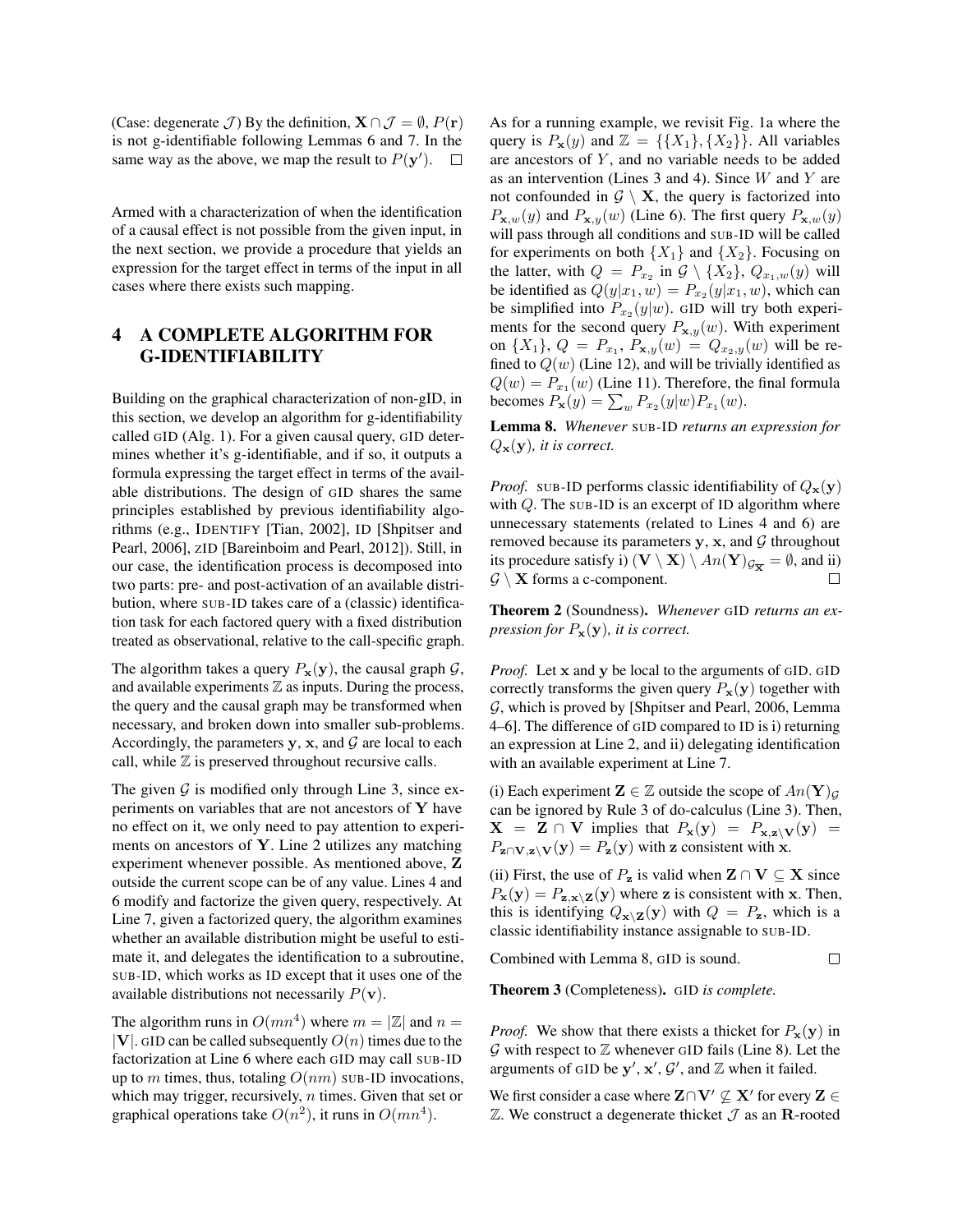(Case: degenerate $\mathcal{J}$) By the definition, $\mathbf{X} \cap \mathcal{J} = \emptyset$, $P(\mathbf{r})$ is not g-identifiable following Lemmas 6 and 7. In the same way as the above, we map the result to $P(\mathbf{y}')$. $\square$

Armed with a characterization of when the identification of a causal effect is not possible from the given input, in the next section, we provide a procedure that yields an expression for the target effect in terms of the input in all cases where there exists such mapping.

## 4 A COMPLETE ALGORITHM FOR G-IDENTIFIABILITY

Building on the graphical characterization of non-gID, in this section, we develop an algorithm for g-identifiability called GID (Alg. 1). For a given causal query, GID determines whether it's g-identifiable, and if so, it outputs a formula expressing the target effect in terms of the available distributions. The design of GID shares the same principles established by previous identifiability algorithms (e.g., IDENTIFY [Tian, 2002], ID [Shpitser and Pearl, 2006], zID [Bareinboim and Pearl, 2012]). Still, in our case, the identification process is decomposed into two parts: pre- and post-activation of an available distribution, where SUB-ID takes care of a (classic) identification task for each factored query with a fixed distribution treated as observational, relative to the call-specific graph.

The algorithm takes a query $P_{\mathbf{x}}(\mathbf{y})$, the causal graph $\mathcal{G}$, and available experiments $\mathbb{Z}$ as inputs. During the process, the query and the causal graph may be transformed when necessary, and broken down into smaller sub-problems. Accordingly, the parameters $\mathbf{y}$, $\mathbf{x}$, and $\mathcal{G}$ are local to each call, while $\mathbb{Z}$ is preserved throughout recursive calls.

The given $\mathcal{G}$ is modified only through Line 3, since experiments on variables that are not ancestors of $\mathbf{Y}$ have no effect on it, we only need to pay attention to experiments on ancestors of $\mathbf{Y}$. Line 2 utilizes any matching experiment whenever possible. As mentioned above, $\mathbf{Z}$ outside the current scope can be of any value. Lines 4 and 6 modify and factorize the given query, respectively. At Line 7, given a factorized query, the algorithm examines whether an available distribution might be useful to estimate it, and delegates the identification to a subroutine, SUB-ID, which works as ID except that it uses one of the available distributions not necessarily $P(\mathbf{v})$.

The algorithm runs in $O(mn^4)$ where $m = |\mathbb{Z}|$ and $n = |\mathbf{V}|$. GID can be called subsequently $O(n)$ times due to the factorization at Line 6 where each GID may call SUB-ID up to $m$ times, thus, totaling $O(nm)$ SUB-ID invocations, which may trigger, recursively, $n$ times. Given that set or graphical operations take $O(n^2)$, it runs in $O(mn^4)$.

As for a running example, we revisit Fig. 1a where the query is $P_{\mathbf{x}}(y)$ and $\mathbb{Z} = \{\{X_1\}, \{X_2\}\}$. All variables are ancestors of $Y$, and no variable needs to be added as an intervention (Lines 3 and 4). Since $W$ and $Y$ are not confounded in $\mathcal{G} \setminus \mathbf{X}$, the query is factorized into $P_{\mathbf{x},w}(y)$ and $P_{\mathbf{x},y}(w)$ (Line 6). The first query $P_{\mathbf{x},w}(y)$ will pass through all conditions and SUB-ID will be called for experiments on both $\{X_1\}$ and $\{X_2\}$. Focusing on the latter, with $Q = P_{x_2}$ in $\mathcal{G} \setminus \{X_2\}$, $Q_{x_1,w}(y)$ will be identified as $Q(y|x_1, w) = P_{x_2}(y|x_1, w)$, which can be simplified into $P_{x_2}(y|w)$. GID will try both experiments for the second query $P_{\mathbf{x},y}(w)$. With experiment on $\{X_1\}$, $Q = P_{x_1}$, $P_{\mathbf{x},y}(w) = Q_{x_2,y}(w)$ will be refined to $Q(w)$ (Line 12), and will be trivially identified as $Q(w) = P_{x_1}(w)$ (Line 11). Therefore, the final formula becomes $P_{\mathbf{x}}(y) = \sum_w P_{x_2}(y|w)P_{x_1}(w)$.

**Lemma 8.** *Whenever* SUB-ID *returns an expression for* $Q_{\mathbf{x}}(\mathbf{y})$*, it is correct.*

*Proof.* SUB-ID performs classic identifiability of $Q_{\mathbf{x}}(\mathbf{y})$ with $Q$. The SUB-ID is an excerpt of ID algorithm where unnecessary statements (related to Lines 4 and 6) are removed because its parameters $\mathbf{y}$, $\mathbf{x}$, and $\mathcal{G}$ throughout its procedure satisfy i) $(\mathbf{V} \setminus \mathbf{X}) \setminus An(\mathbf{Y})_{\mathcal{G}_{\overline{\mathbf{X}}}} = \emptyset$, and ii) $\mathcal{G} \setminus \mathbf{X}$ forms a c-component. $\square$

**Theorem 2** (Soundness)**.** *Whenever* GID *returns an expression for* $P_{\mathbf{x}}(\mathbf{y})$*, it is correct.*

*Proof.* Let $\mathbf{x}$ and $\mathbf{y}$ be local to the arguments of GID. GID correctly transforms the given query $P_{\mathbf{x}}(\mathbf{y})$ together with $\mathcal{G}$, which is proved by [Shpitser and Pearl, 2006, Lemma 4–6]. The difference of GID compared to ID is i) returning an expression at Line 2, and ii) delegating identification with an available experiment at Line 7.

(i) Each experiment $\mathbf{Z} \in \mathbb{Z}$ outside the scope of $An(\mathbf{Y})_{\mathcal{G}}$ can be ignored by Rule 3 of do-calculus (Line 3). Then, $\mathbf{X} = \mathbf{Z} \cap \mathbf{V}$ implies that $P_{\mathbf{x}}(\mathbf{y}) = P_{\mathbf{x},\mathbf{z}\setminus\mathbf{V}}(\mathbf{y}) = P_{\mathbf{z}\cap\mathbf{V},\mathbf{z}\setminus\mathbf{V}}(\mathbf{y}) = P_{\mathbf{z}}(\mathbf{y})$ with $\mathbf{z}$ consistent with $\mathbf{x}$.

(ii) First, the use of $P_{\mathbf{z}}$ is valid when $\mathbf{Z} \cap \mathbf{V} \subseteq \mathbf{X}$ since $P_{\mathbf{x}}(\mathbf{y}) = P_{\mathbf{z},\mathbf{x}\setminus\mathbf{z}}(\mathbf{y})$ where $\mathbf{z}$ is consistent with $\mathbf{x}$. Then, this is identifying $Q_{\mathbf{x}\setminus\mathbf{Z}}(\mathbf{y})$ with $Q = P_{\mathbf{z}}$, which is a classic identifiability instance assignable to SUB-ID.

Combined with Lemma 8, GID is sound. $\square$

**Theorem 3** (Completeness)**.** GID *is complete.*

*Proof.* We show that there exists a thicket for $P_{\mathbf{x}}(\mathbf{y})$ in $\mathcal{G}$ with respect to $\mathbb{Z}$ whenever GID fails (Line 8). Let the arguments of GID be $\mathbf{y}'$, $\mathbf{x}'$, $\mathcal{G}'$, and $\mathbb{Z}$ when it failed.

We first consider a case where $\mathbf{Z} \cap \mathbf{V}' \not\subseteq \mathbf{X}'$ for every $\mathbf{Z} \in \mathbb{Z}$. We construct a degenerate thicket $\mathcal{J}$ as an $\mathbf{R}$-rooted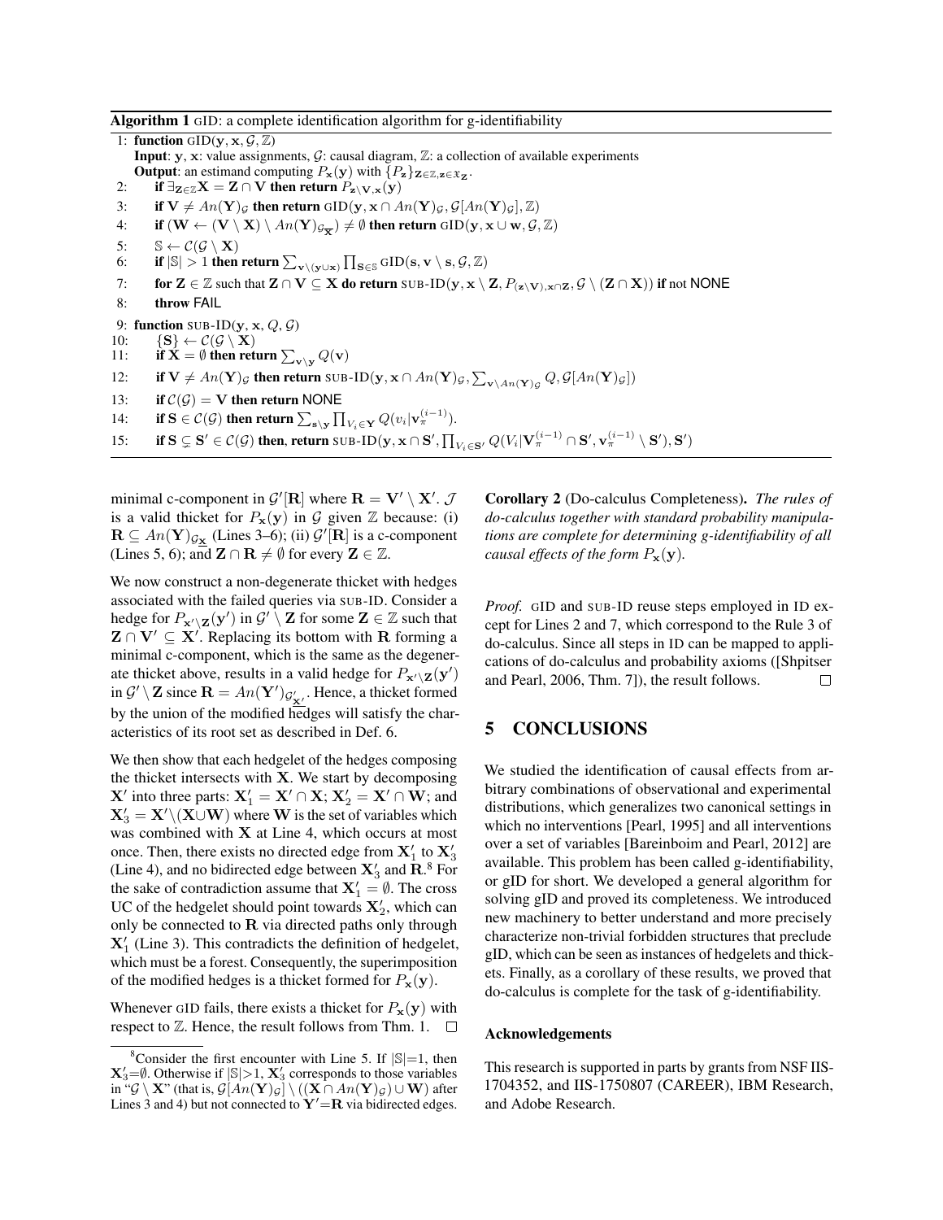**Algorithm 1** GID: a complete identification algorithm for g-identifiability

```
1: function GID(y, x, G, ℤ)
   Input: y, x: value assignments, G: causal diagram, ℤ: a collection of available experiments
   Output: an estimand computing P_x(y) with {P_z}_{Z∈ℤ, z∈𝔛_Z}.
2:   if ∃_{Z∈ℤ} X = Z ∩ V then return P_{z\V,x}(y)
3:   if V ≠ An(Y)_G then return GID(y, x ∩ An(Y)_G, G[An(Y)_G], ℤ)
4:   if (W ← (V \ X) \ An(Y)_{G_{\overline{X}}}) ≠ ∅ then return GID(y, x ∪ w, G, ℤ)
5:   𝕊 ← C(G \ X)
6:   if |𝕊| > 1 then return Σ_{v\(y∪x)} Π_{S∈𝕊} GID(s, v \ s, G, ℤ)
7:   for Z ∈ ℤ such that Z ∩ V ⊆ X do return SUB-ID(y, x \ Z, P_{(z\V),x∩Z}, G \ (Z ∩ X)) if not NONE
8:   throw FAIL
9: function SUB-ID(y, x, Q, G)
10:  {S} ← C(G \ X)
11:  if X = ∅ then return Σ_{v\y} Q(v)
12:  if V ≠ An(Y)_G then return SUB-ID(y, x ∩ An(Y)_G, Σ_{v\An(Y)_G} Q, G[An(Y)_G])
13:  if C(G) = V then return NONE
14:  if S ∈ C(G) then return Σ_{s\y} Π_{V_i∈Y} Q(v_i | v_π^{(i-1)}).
15:  if S ⊊ S' ∈ C(G) then, return SUB-ID(y, x ∩ S', Π_{V_i∈S'} Q(V_i | V_π^{(i-1)} ∩ S', v_π^{(i-1)} \ S'), S')
```

minimal c-component in $\mathcal{G}'[\mathbf{R}]$ where $\mathbf{R} = \mathbf{V}' \setminus \mathbf{X}'$. $\mathcal{J}$ is a valid thicket for $P_{\mathbf{x}}(\mathbf{y})$ in $\mathcal{G}$ given $\mathbb{Z}$ because: (i) $\mathbf{R} \subseteq An(\mathbf{Y})_{\mathcal{G}_{\underline{\mathbf{X}}}}$ (Lines 3–6); (ii) $\mathcal{G}'[\mathbf{R}]$ is a c-component (Lines 5, 6); and $\mathbf{Z} \cap \mathbf{R} \neq \emptyset$ for every $\mathbf{Z} \in \mathbb{Z}$.

We now construct a non-degenerate thicket with hedges associated with the failed queries via SUB-ID. Consider a hedge for $P_{\mathbf{x}' \setminus \mathbf{Z}}(\mathbf{y}')$ in $\mathcal{G}' \setminus \mathbf{Z}$ for some $\mathbf{Z} \in \mathbb{Z}$ such that $\mathbf{Z} \cap \mathbf{V}' \subseteq \mathbf{X}'$. Replacing its bottom with $\mathbf{R}$ forming a minimal c-component, which is the same as the degenerate thicket above, results in a valid hedge for $P_{\mathbf{x}' \setminus \mathbf{Z}}(\mathbf{y}')$ in $\mathcal{G}' \setminus \mathbf{Z}$ since $\mathbf{R} = An(\mathbf{Y}')_{\mathcal{G}'_{\underline{\mathbf{X}'}}}$. Hence, a thicket formed by the union of the modified hedges will satisfy the characteristics of its root set as described in Def. 6.

We then show that each hedgelet of the hedges composing the thicket intersects with $\mathbf{X}$. We start by decomposing $\mathbf{X}'$ into three parts: $\mathbf{X}'_1 = \mathbf{X}' \cap \mathbf{X}$; $\mathbf{X}'_2 = \mathbf{X}' \cap \mathbf{W}$; and $\mathbf{X}'_3 = \mathbf{X}' \setminus (\mathbf{X} \cup \mathbf{W})$ where $\mathbf{W}$ is the set of variables which was combined with $\mathbf{X}$ at Line 4, which occurs at most once. Then, there exists no directed edge from $\mathbf{X}'_1$ to $\mathbf{X}'_3$ (Line 4), and no bidirected edge between $\mathbf{X}'_3$ and $\mathbf{R}$.[8] For the sake of contradiction assume that $\mathbf{X}'_1 = \emptyset$. The cross UC of the hedgelet should point towards $\mathbf{X}'_2$, which can only be connected to $\mathbf{R}$ via directed paths only through $\mathbf{X}'_1$ (Line 3). This contradicts the definition of hedgelet, which must be a forest. Consequently, the superimposition of the modified hedges is a thicket formed for $P_{\mathbf{x}}(\mathbf{y})$.

Whenever GID fails, there exists a thicket for $P_{\mathbf{x}}(\mathbf{y})$ with respect to $\mathbb{Z}$. Hence, the result follows from Thm. 1. ☐

[8] Consider the first encounter with Line 5. If $|\mathbb{S}|=1$, then $\mathbf{X}'_3=\emptyset$. Otherwise if $|\mathbb{S}|>1$, $\mathbf{X}'_3$ corresponds to those variables in "$\mathcal{G} \setminus \mathbf{X}$" (that is, $\mathcal{G}[An(\mathbf{Y})_{\mathcal{G}}] \setminus ((\mathbf{X} \cap An(\mathbf{Y})_{\mathcal{G}}) \cup \mathbf{W})$ after Lines 3 and 4) but not connected to $\mathbf{Y}'=\mathbf{R}$ via bidirected edges.

**Corollary 2** (Do-calculus Completeness). *The rules of do-calculus together with standard probability manipulations are complete for determining g-identifiability of all causal effects of the form $P_{\mathbf{x}}(\mathbf{y})$.*

*Proof.* GID and SUB-ID reuse steps employed in ID except for Lines 2 and 7, which correspond to the Rule 3 of do-calculus. Since all steps in ID can be mapped to applications of do-calculus and probability axioms ([Shpitser and Pearl, 2006, Thm. 7]), the result follows. ☐

## 5 CONCLUSIONS

We studied the identification of causal effects from arbitrary combinations of observational and experimental distributions, which generalizes two canonical settings in which no interventions [Pearl, 1995] and all interventions over a set of variables [Bareinboim and Pearl, 2012] are available. This problem has been called g-identifiability, or gID for short. We developed a general algorithm for solving gID and proved its completeness. We introduced new machinery to better understand and more precisely characterize non-trivial forbidden structures that preclude gID, which can be seen as instances of hedgelets and thickets. Finally, as a corollary of these results, we proved that do-calculus is complete for the task of g-identifiability.

### Acknowledgements

This research is supported in parts by grants from NSF IIS-1704352, and IIS-1750807 (CAREER), IBM Research, and Adobe Research.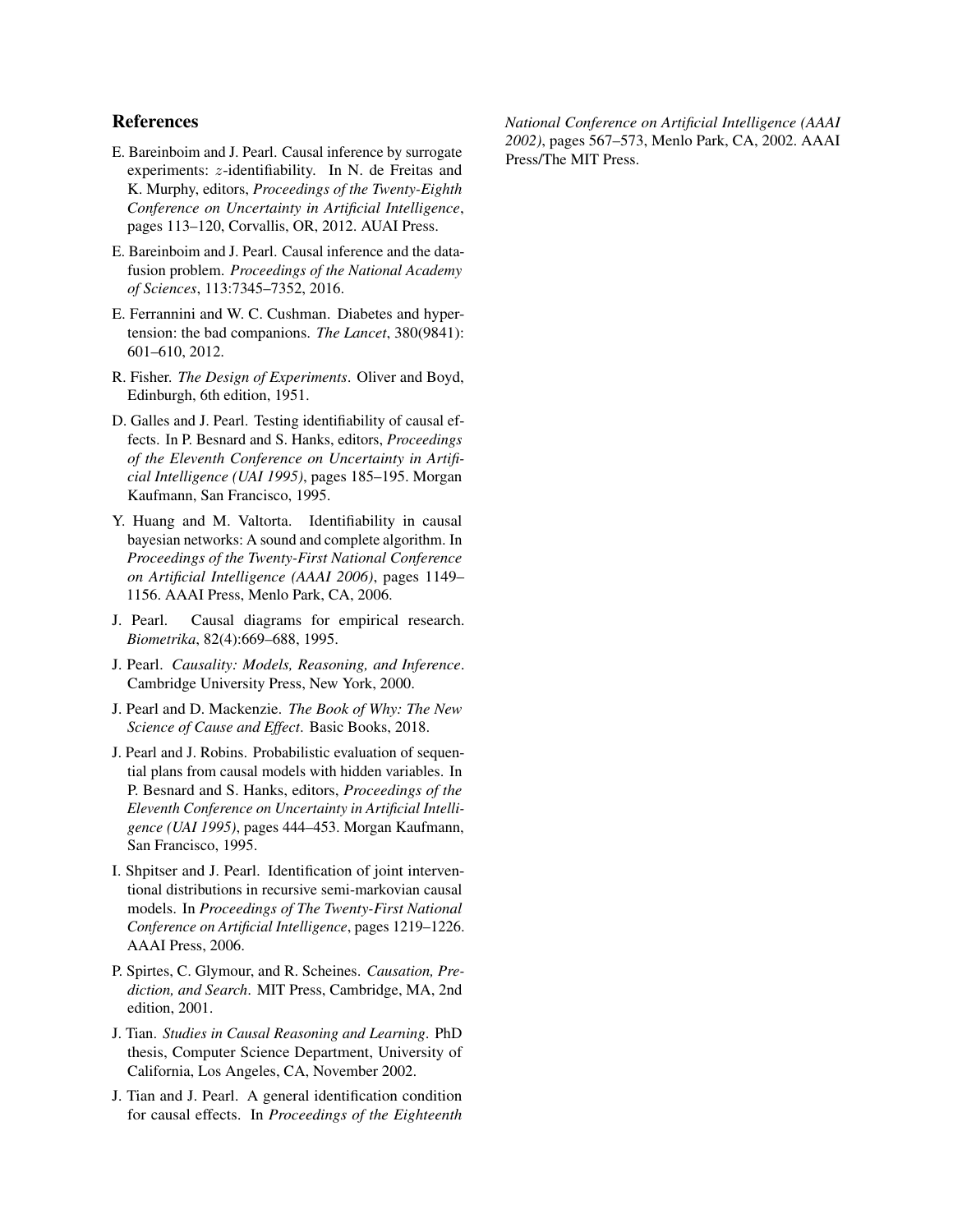## References

E. Bareinboim and J. Pearl. Causal inference by surrogate experiments: $z$-identifiability. In N. de Freitas and K. Murphy, editors, *Proceedings of the Twenty-Eighth Conference on Uncertainty in Artificial Intelligence*, pages 113–120, Corvallis, OR, 2012. AUAI Press.

E. Bareinboim and J. Pearl. Causal inference and the data-fusion problem. *Proceedings of the National Academy of Sciences*, 113:7345–7352, 2016.

E. Ferrannini and W. C. Cushman. Diabetes and hypertension: the bad companions. *The Lancet*, 380(9841): 601–610, 2012.

R. Fisher. *The Design of Experiments*. Oliver and Boyd, Edinburgh, 6th edition, 1951.

D. Galles and J. Pearl. Testing identifiability of causal effects. In P. Besnard and S. Hanks, editors, *Proceedings of the Eleventh Conference on Uncertainty in Artificial Intelligence (UAI 1995)*, pages 185–195. Morgan Kaufmann, San Francisco, 1995.

Y. Huang and M. Valtorta. Identifiability in causal bayesian networks: A sound and complete algorithm. In *Proceedings of the Twenty-First National Conference on Artificial Intelligence (AAAI 2006)*, pages 1149–1156. AAAI Press, Menlo Park, CA, 2006.

J. Pearl. Causal diagrams for empirical research. *Biometrika*, 82(4):669–688, 1995.

J. Pearl. *Causality: Models, Reasoning, and Inference*. Cambridge University Press, New York, 2000.

J. Pearl and D. Mackenzie. *The Book of Why: The New Science of Cause and Effect*. Basic Books, 2018.

J. Pearl and J. Robins. Probabilistic evaluation of sequential plans from causal models with hidden variables. In P. Besnard and S. Hanks, editors, *Proceedings of the Eleventh Conference on Uncertainty in Artificial Intelligence (UAI 1995)*, pages 444–453. Morgan Kaufmann, San Francisco, 1995.

I. Shpitser and J. Pearl. Identification of joint interventional distributions in recursive semi-markovian causal models. In *Proceedings of The Twenty-First National Conference on Artificial Intelligence*, pages 1219–1226. AAAI Press, 2006.

P. Spirtes, C. Glymour, and R. Scheines. *Causation, Prediction, and Search*. MIT Press, Cambridge, MA, 2nd edition, 2001.

J. Tian. *Studies in Causal Reasoning and Learning*. PhD thesis, Computer Science Department, University of California, Los Angeles, CA, November 2002.

J. Tian and J. Pearl. A general identification condition for causal effects. In *Proceedings of the Eighteenth National Conference on Artificial Intelligence (AAAI 2002)*, pages 567–573, Menlo Park, CA, 2002. AAAI Press/The MIT Press.